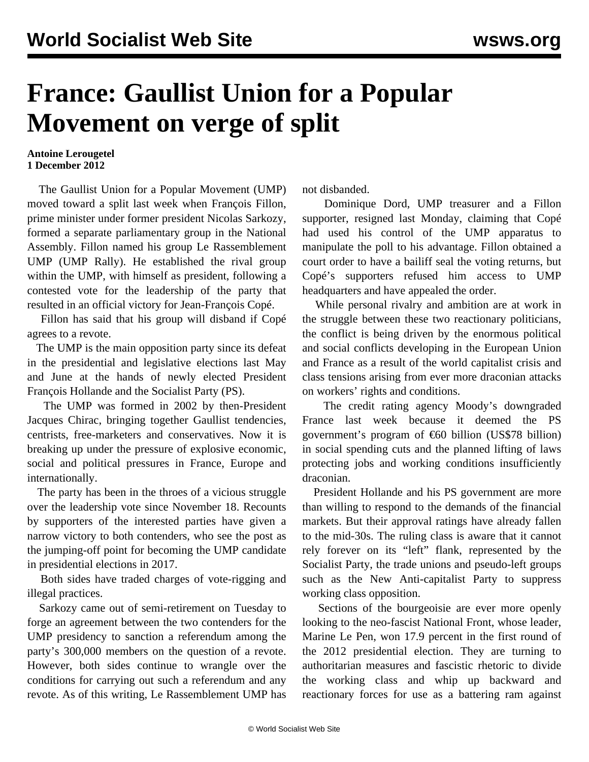# France: Gaullist Union for a Popular Movement on verge of split

**Antoine Lerougetel**
**1 December 2012**

The Gaullist Union for a Popular Movement (UMP) moved toward a split last week when François Fillon, prime minister under former president Nicolas Sarkozy, formed a separate parliamentary group in the National Assembly. Fillon named his group Le Rassemblement UMP (UMP Rally). He established the rival group within the UMP, with himself as president, following a contested vote for the leadership of the party that resulted in an official victory for Jean-François Copé.

Fillon has said that his group will disband if Copé agrees to a revote.

The UMP is the main opposition party since its defeat in the presidential and legislative elections last May and June at the hands of newly elected President François Hollande and the Socialist Party (PS).

The UMP was formed in 2002 by then-President Jacques Chirac, bringing together Gaullist tendencies, centrists, free-marketers and conservatives. Now it is breaking up under the pressure of explosive economic, social and political pressures in France, Europe and internationally.

The party has been in the throes of a vicious struggle over the leadership vote since November 18. Recounts by supporters of the interested parties have given a narrow victory to both contenders, who see the post as the jumping-off point for becoming the UMP candidate in presidential elections in 2017.

Both sides have traded charges of vote-rigging and illegal practices.

Sarkozy came out of semi-retirement on Tuesday to forge an agreement between the two contenders for the UMP presidency to sanction a referendum among the party's 300,000 members on the question of a revote. However, both sides continue to wrangle over the conditions for carrying out such a referendum and any revote. As of this writing, Le Rassemblement UMP has not disbanded.

Dominique Dord, UMP treasurer and a Fillon supporter, resigned last Monday, claiming that Copé had used his control of the UMP apparatus to manipulate the poll to his advantage. Fillon obtained a court order to have a bailiff seal the voting returns, but Copé's supporters refused him access to UMP headquarters and have appealed the order.

While personal rivalry and ambition are at work in the struggle between these two reactionary politicians, the conflict is being driven by the enormous political and social conflicts developing in the European Union and France as a result of the world capitalist crisis and class tensions arising from ever more draconian attacks on workers' rights and conditions.

The credit rating agency Moody's downgraded France last week because it deemed the PS government's program of €60 billion (US$78 billion) in social spending cuts and the planned lifting of laws protecting jobs and working conditions insufficiently draconian.

President Hollande and his PS government are more than willing to respond to the demands of the financial markets. But their approval ratings have already fallen to the mid-30s. The ruling class is aware that it cannot rely forever on its "left" flank, represented by the Socialist Party, the trade unions and pseudo-left groups such as the New Anti-capitalist Party to suppress working class opposition.

Sections of the bourgeoisie are ever more openly looking to the neo-fascist National Front, whose leader, Marine Le Pen, won 17.9 percent in the first round of the 2012 presidential election. They are turning to authoritarian measures and fascistic rhetoric to divide the working class and whip up backward and reactionary forces for use as a battering ram against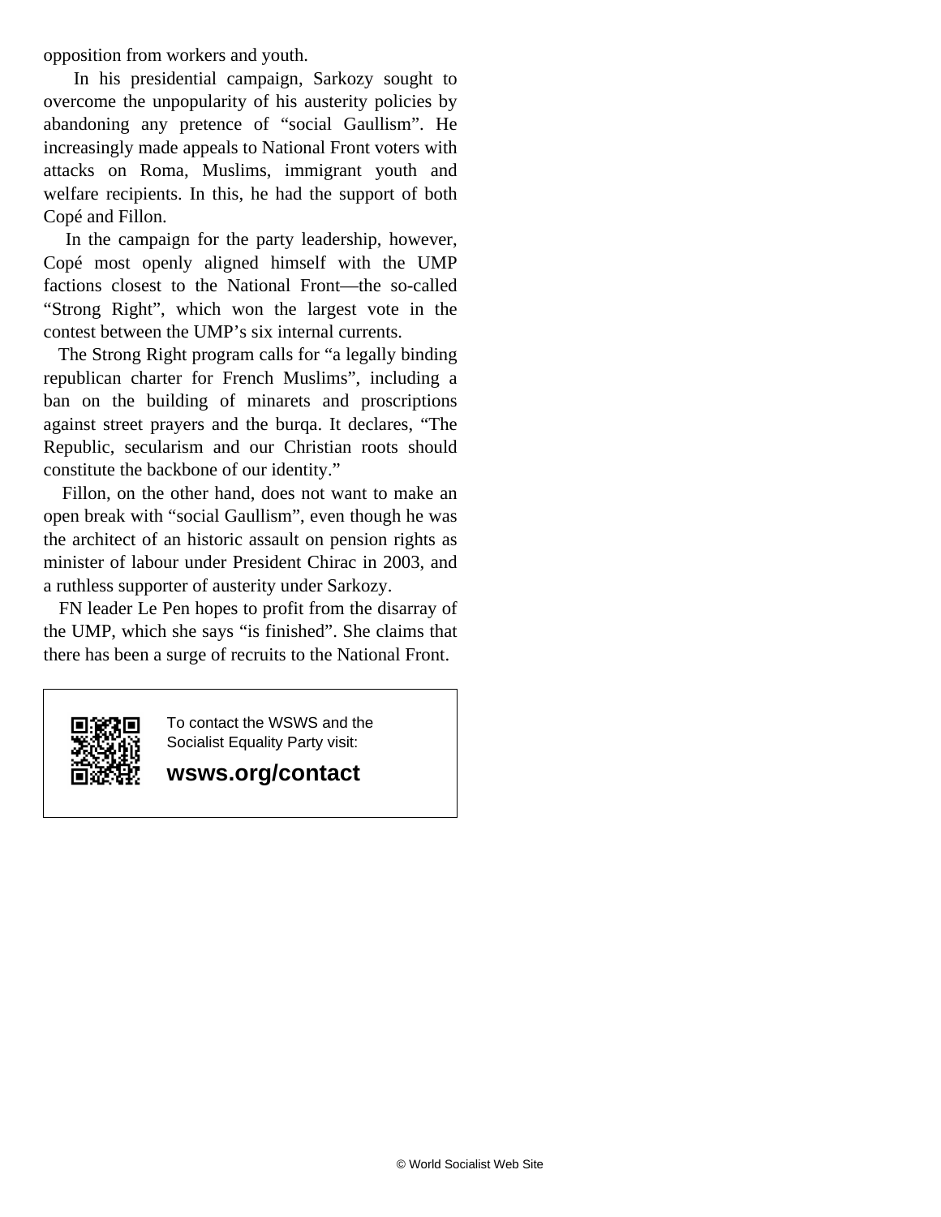opposition from workers and youth.

In his presidential campaign, Sarkozy sought to overcome the unpopularity of his austerity policies by abandoning any pretence of “social Gaullism”. He increasingly made appeals to National Front voters with attacks on Roma, Muslims, immigrant youth and welfare recipients. In this, he had the support of both Copé and Fillon.

In the campaign for the party leadership, however, Copé most openly aligned himself with the UMP factions closest to the National Front—the so-called “Strong Right”, which won the largest vote in the contest between the UMP’s six internal currents.

The Strong Right program calls for “a legally binding republican charter for French Muslims”, including a ban on the building of minarets and proscriptions against street prayers and the burqa. It declares, “The Republic, secularism and our Christian roots should constitute the backbone of our identity.”

Fillon, on the other hand, does not want to make an open break with “social Gaullism”, even though he was the architect of an historic assault on pension rights as minister of labour under President Chirac in 2003, and a ruthless supporter of austerity under Sarkozy.

FN leader Le Pen hopes to profit from the disarray of the UMP, which she says “is finished”. She claims that there has been a surge of recruits to the National Front.

To contact the WSWS and the Socialist Equality Party visit:

**wsws.org/contact**